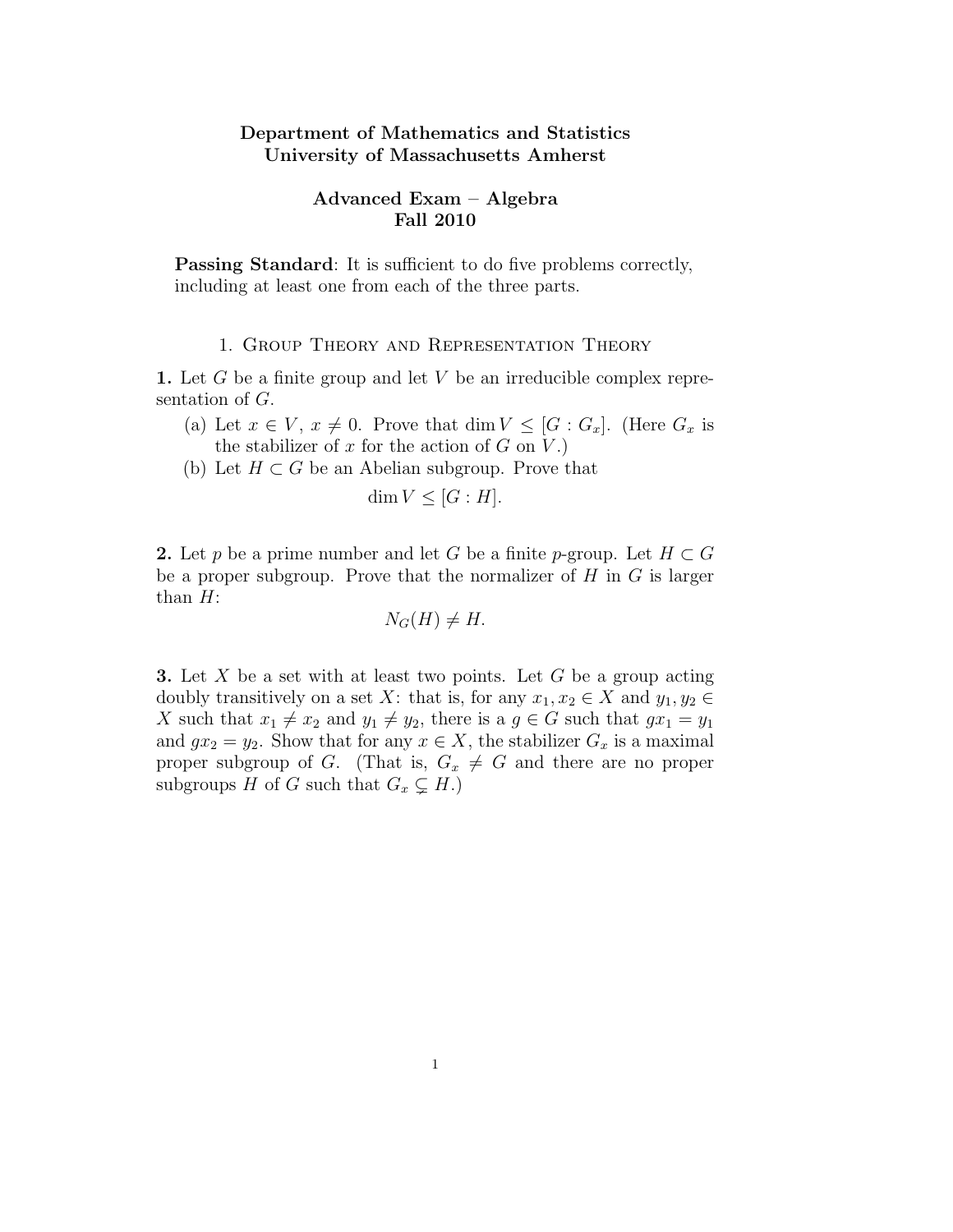**Department of Mathematics and Statistics**
**University of Massachusetts Amherst**

**Advanced Exam – Algebra**
**Fall 2010**

**Passing Standard**: It is sufficient to do five problems correctly, including at least one from each of the three parts.

## 1. Group Theory and Representation Theory

**1.** Let $G$ be a finite group and let $V$ be an irreducible complex representation of $G$.

(a) Let $x \in V$, $x \neq 0$. Prove that $\dim V \leq [G : G_x]$. (Here $G_x$ is the stabilizer of $x$ for the action of $G$ on $V$.)

(b) Let $H \subset G$ be an Abelian subgroup. Prove that

$$\dim V \leq [G : H].$$

**2.** Let $p$ be a prime number and let $G$ be a finite $p$-group. Let $H \subset G$ be a proper subgroup. Prove that the normalizer of $H$ in $G$ is larger than $H$:

$$N_G(H) \neq H.$$

**3.** Let $X$ be a set with at least two points. Let $G$ be a group acting doubly transitively on a set $X$: that is, for any $x_1, x_2 \in X$ and $y_1, y_2 \in X$ such that $x_1 \neq x_2$ and $y_1 \neq y_2$, there is a $g \in G$ such that $gx_1 = y_1$ and $gx_2 = y_2$. Show that for any $x \in X$, the stabilizer $G_x$ is a maximal proper subgroup of $G$. (That is, $G_x \neq G$ and there are no proper subgroups $H$ of $G$ such that $G_x \subsetneq H$.)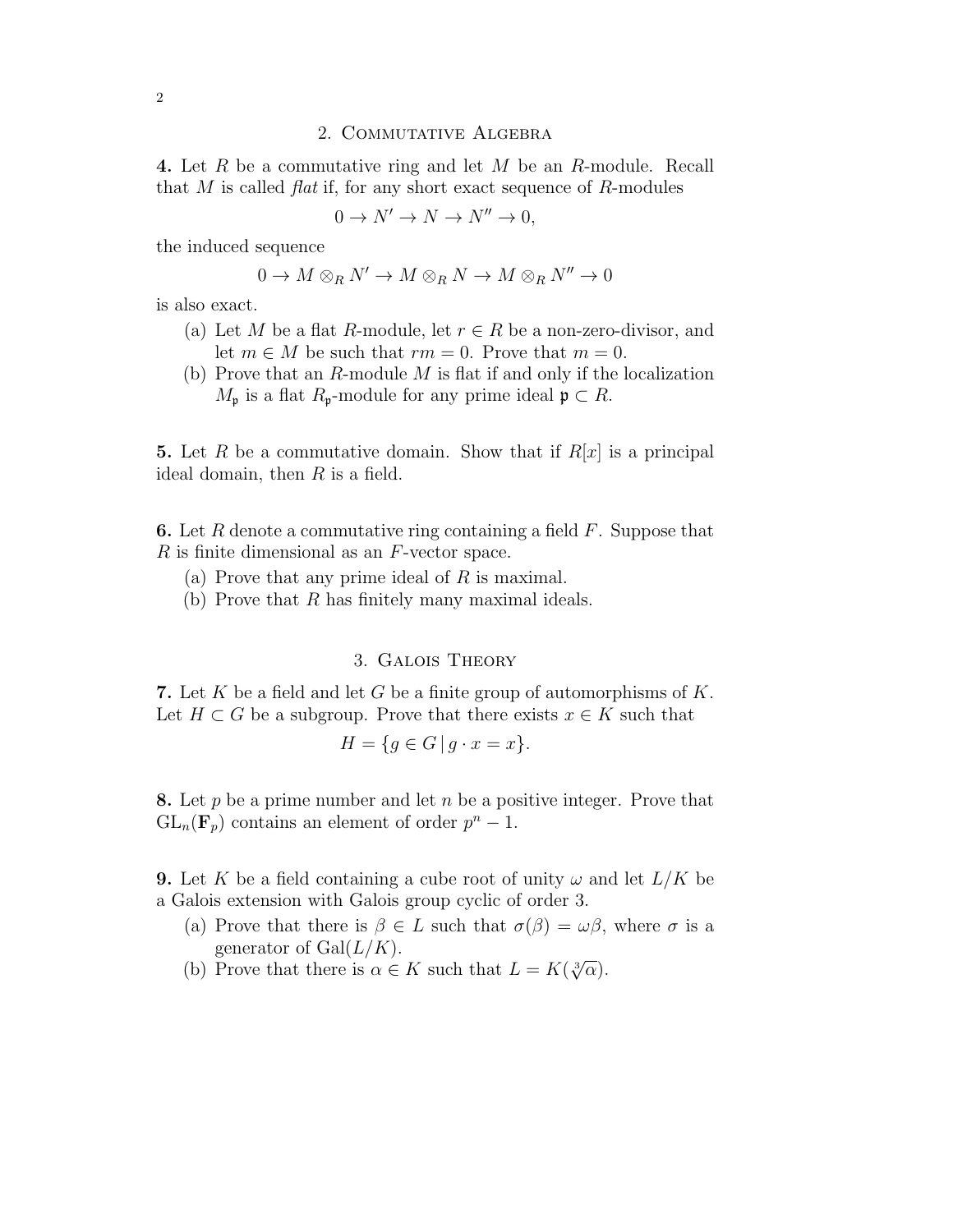## 2. Commutative Algebra

**4.** Let $R$ be a commutative ring and let $M$ be an $R$-module. Recall that $M$ is called *flat* if, for any short exact sequence of $R$-modules

$$0 \to N' \to N \to N'' \to 0,$$

the induced sequence

$$0 \to M \otimes_R N' \to M \otimes_R N \to M \otimes_R N'' \to 0$$

is also exact.

(a) Let $M$ be a flat $R$-module, let $r \in R$ be a non-zero-divisor, and let $m \in M$ be such that $rm = 0$. Prove that $m = 0$.

(b) Prove that an $R$-module $M$ is flat if and only if the localization $M_{\mathfrak{p}}$ is a flat $R_{\mathfrak{p}}$-module for any prime ideal $\mathfrak{p} \subset R$.

**5.** Let $R$ be a commutative domain. Show that if $R[x]$ is a principal ideal domain, then $R$ is a field.

**6.** Let $R$ denote a commutative ring containing a field $F$. Suppose that $R$ is finite dimensional as an $F$-vector space.

(a) Prove that any prime ideal of $R$ is maximal.

(b) Prove that $R$ has finitely many maximal ideals.

## 3. Galois Theory

**7.** Let $K$ be a field and let $G$ be a finite group of automorphisms of $K$. Let $H \subset G$ be a subgroup. Prove that there exists $x \in K$ such that

$$H = \{g \in G \,|\, g \cdot x = x\}.$$

**8.** Let $p$ be a prime number and let $n$ be a positive integer. Prove that $\mathrm{GL}_n(\mathbf{F}_p)$ contains an element of order $p^n - 1$.

**9.** Let $K$ be a field containing a cube root of unity $\omega$ and let $L/K$ be a Galois extension with Galois group cyclic of order 3.

(a) Prove that there is $\beta \in L$ such that $\sigma(\beta) = \omega\beta$, where $\sigma$ is a generator of $\mathrm{Gal}(L/K)$.

(b) Prove that there is $\alpha \in K$ such that $L = K(\sqrt[3]{\alpha})$.